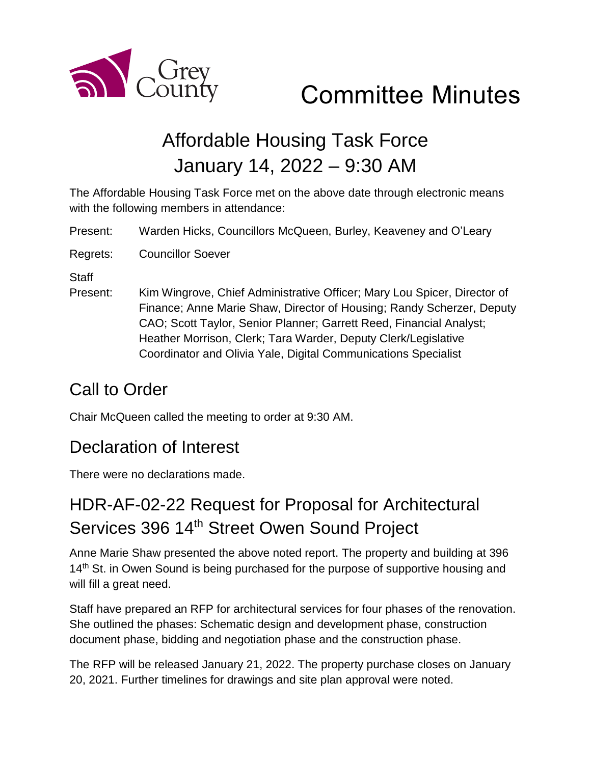Grey County

# Committee Minutes

## Affordable Housing Task Force
## January 14, 2022 – 9:30 AM

The Affordable Housing Task Force met on the above date through electronic means with the following members in attendance:

Present: Warden Hicks, Councillors McQueen, Burley, Keaveney and O'Leary

Regrets: Councillor Soever

Staff Present: Kim Wingrove, Chief Administrative Officer; Mary Lou Spicer, Director of Finance; Anne Marie Shaw, Director of Housing; Randy Scherzer, Deputy CAO; Scott Taylor, Senior Planner; Garrett Reed, Financial Analyst; Heather Morrison, Clerk; Tara Warder, Deputy Clerk/Legislative Coordinator and Olivia Yale, Digital Communications Specialist

## Call to Order

Chair McQueen called the meeting to order at 9:30 AM.

## Declaration of Interest

There were no declarations made.

## HDR-AF-02-22 Request for Proposal for Architectural Services 396 14th Street Owen Sound Project

Anne Marie Shaw presented the above noted report. The property and building at 396 14th St. in Owen Sound is being purchased for the purpose of supportive housing and will fill a great need.

Staff have prepared an RFP for architectural services for four phases of the renovation. She outlined the phases: Schematic design and development phase, construction document phase, bidding and negotiation phase and the construction phase.

The RFP will be released January 21, 2022. The property purchase closes on January 20, 2021. Further timelines for drawings and site plan approval were noted.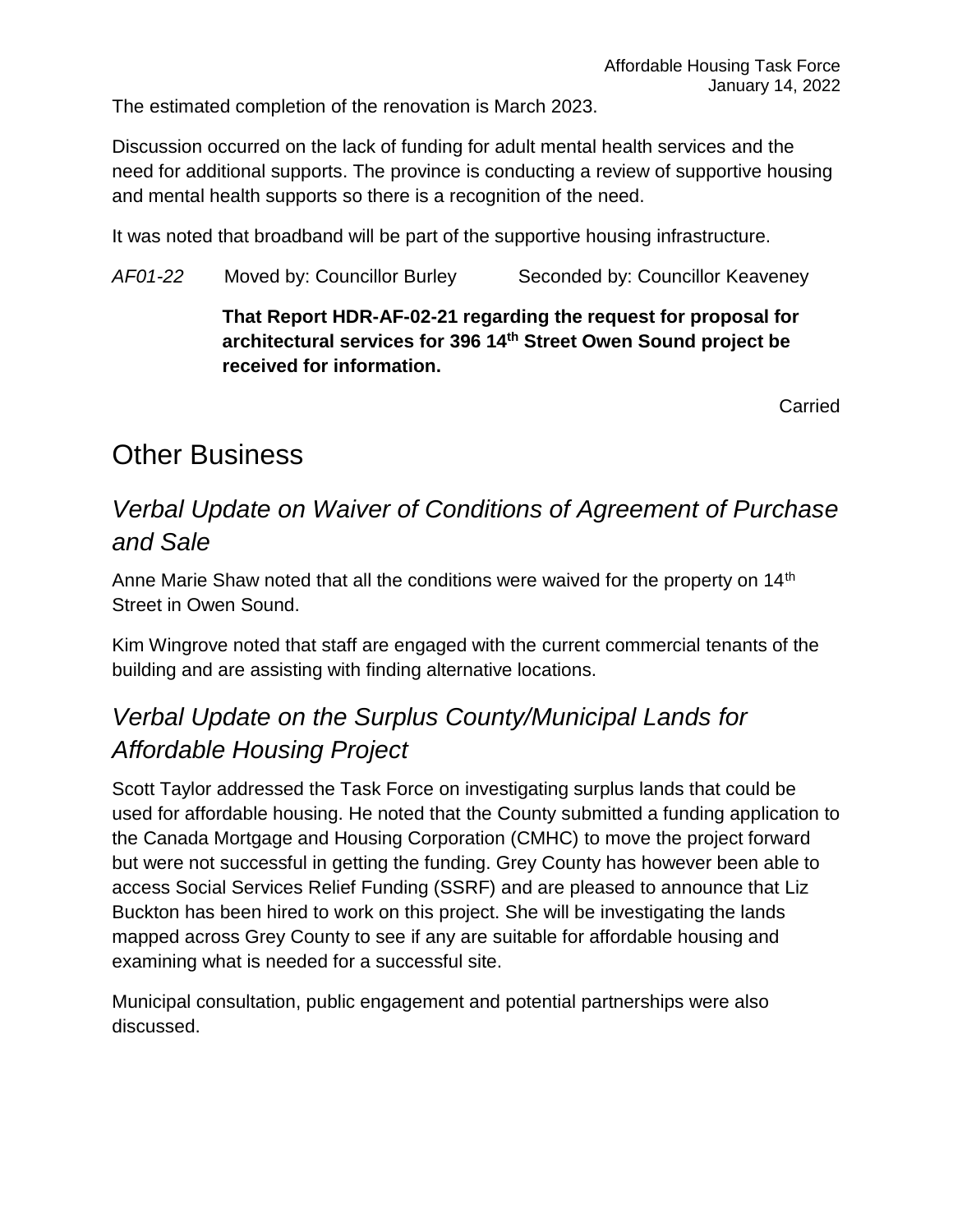The estimated completion of the renovation is March 2023.

Discussion occurred on the lack of funding for adult mental health services and the need for additional supports. The province is conducting a review of supportive housing and mental health supports so there is a recognition of the need.

It was noted that broadband will be part of the supportive housing infrastructure.

*AF01-22* Moved by: Councillor Burley Seconded by: Councillor Keaveney

**That Report HDR-AF-02-21 regarding the request for proposal for architectural services for 396 14th Street Owen Sound project be received for information.**

Carried

# Other Business

## *Verbal Update on Waiver of Conditions of Agreement of Purchase and Sale*

Anne Marie Shaw noted that all the conditions were waived for the property on 14th Street in Owen Sound.

Kim Wingrove noted that staff are engaged with the current commercial tenants of the building and are assisting with finding alternative locations.

## *Verbal Update on the Surplus County/Municipal Lands for Affordable Housing Project*

Scott Taylor addressed the Task Force on investigating surplus lands that could be used for affordable housing. He noted that the County submitted a funding application to the Canada Mortgage and Housing Corporation (CMHC) to move the project forward but were not successful in getting the funding. Grey County has however been able to access Social Services Relief Funding (SSRF) and are pleased to announce that Liz Buckton has been hired to work on this project. She will be investigating the lands mapped across Grey County to see if any are suitable for affordable housing and examining what is needed for a successful site.

Municipal consultation, public engagement and potential partnerships were also discussed.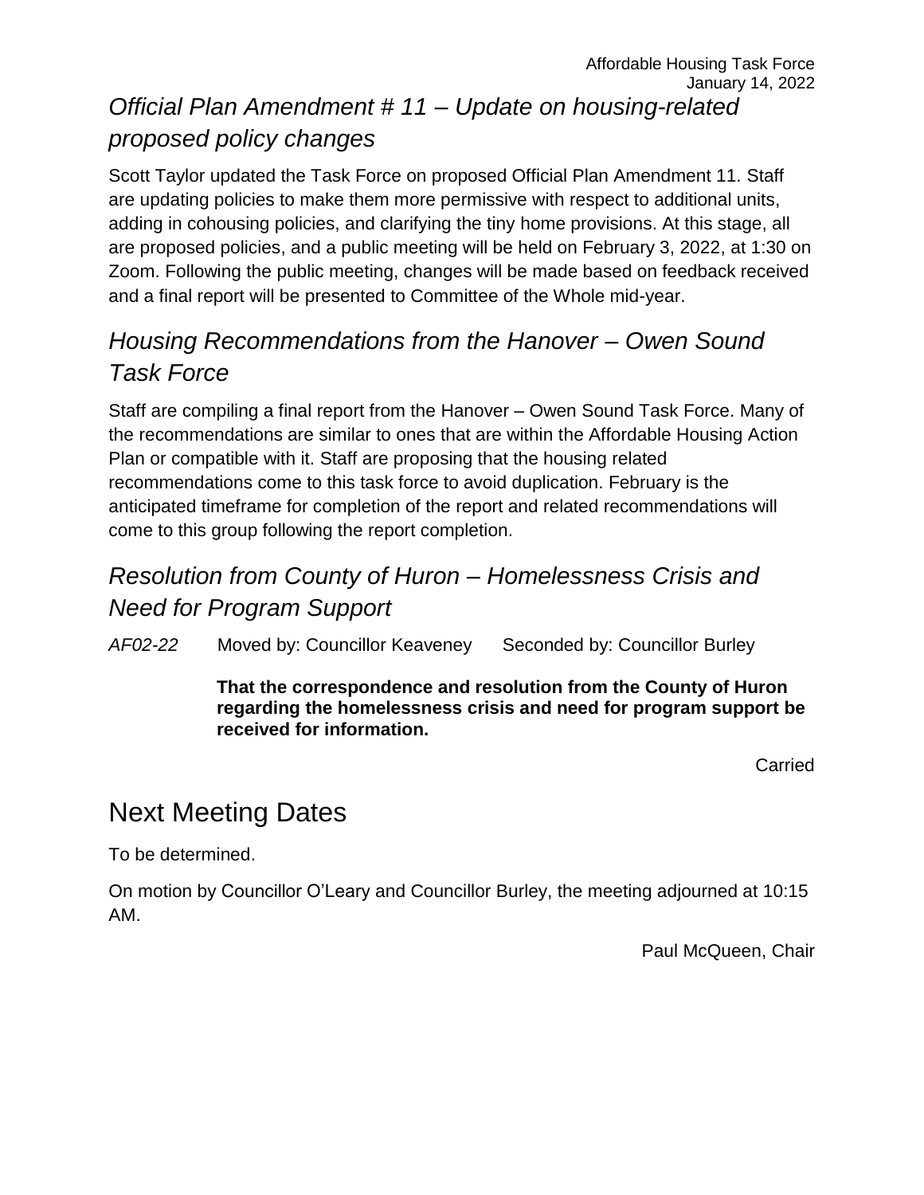## *Official Plan Amendment # 11 – Update on housing-related proposed policy changes*

Scott Taylor updated the Task Force on proposed Official Plan Amendment 11. Staff are updating policies to make them more permissive with respect to additional units, adding in cohousing policies, and clarifying the tiny home provisions. At this stage, all are proposed policies, and a public meeting will be held on February 3, 2022, at 1:30 on Zoom. Following the public meeting, changes will be made based on feedback received and a final report will be presented to Committee of the Whole mid-year.

## *Housing Recommendations from the Hanover – Owen Sound Task Force*

Staff are compiling a final report from the Hanover – Owen Sound Task Force. Many of the recommendations are similar to ones that are within the Affordable Housing Action Plan or compatible with it. Staff are proposing that the housing related recommendations come to this task force to avoid duplication. February is the anticipated timeframe for completion of the report and related recommendations will come to this group following the report completion.

## *Resolution from County of Huron – Homelessness Crisis and Need for Program Support*

*AF02-22* Moved by: Councillor Keaveney Seconded by: Councillor Burley

**That the correspondence and resolution from the County of Huron regarding the homelessness crisis and need for program support be received for information.**

Carried

# Next Meeting Dates

To be determined.

On motion by Councillor O'Leary and Councillor Burley, the meeting adjourned at 10:15 AM.

Paul McQueen, Chair